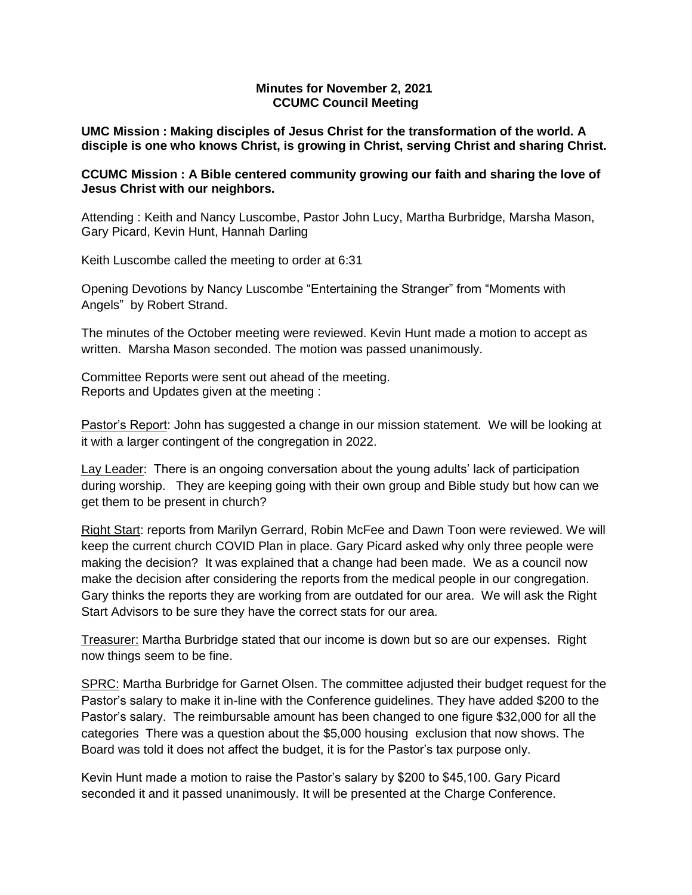**Minutes for November 2, 2021**
**CCUMC Council Meeting**

**UMC Mission : Making disciples of Jesus Christ for the transformation of the world. A disciple is one who knows Christ, is growing in Christ, serving Christ and sharing Christ.**

**CCUMC Mission : A Bible centered community growing our faith and sharing the love of Jesus Christ with our neighbors.**

Attending : Keith and Nancy Luscombe, Pastor John Lucy, Martha Burbridge, Marsha Mason, Gary Picard, Kevin Hunt, Hannah Darling

Keith Luscombe called the meeting to order at 6:31

Opening Devotions by Nancy Luscombe "Entertaining the Stranger" from "Moments with Angels" by Robert Strand.

The minutes of the October meeting were reviewed. Kevin Hunt made a motion to accept as written. Marsha Mason seconded. The motion was passed unanimously.

Committee Reports were sent out ahead of the meeting.
Reports and Updates given at the meeting :

Pastor's Report: John has suggested a change in our mission statement. We will be looking at it with a larger contingent of the congregation in 2022.

Lay Leader: There is an ongoing conversation about the young adults' lack of participation during worship. They are keeping going with their own group and Bible study but how can we get them to be present in church?

Right Start: reports from Marilyn Gerrard, Robin McFee and Dawn Toon were reviewed. We will keep the current church COVID Plan in place. Gary Picard asked why only three people were making the decision? It was explained that a change had been made. We as a council now make the decision after considering the reports from the medical people in our congregation. Gary thinks the reports they are working from are outdated for our area. We will ask the Right Start Advisors to be sure they have the correct stats for our area.

Treasurer: Martha Burbridge stated that our income is down but so are our expenses. Right now things seem to be fine.

SPRC: Martha Burbridge for Garnet Olsen. The committee adjusted their budget request for the Pastor's salary to make it in-line with the Conference guidelines. They have added $200 to the Pastor's salary. The reimbursable amount has been changed to one figure $32,000 for all the categories There was a question about the $5,000 housing exclusion that now shows. The Board was told it does not affect the budget, it is for the Pastor's tax purpose only.

Kevin Hunt made a motion to raise the Pastor's salary by $200 to $45,100. Gary Picard seconded it and it passed unanimously. It will be presented at the Charge Conference.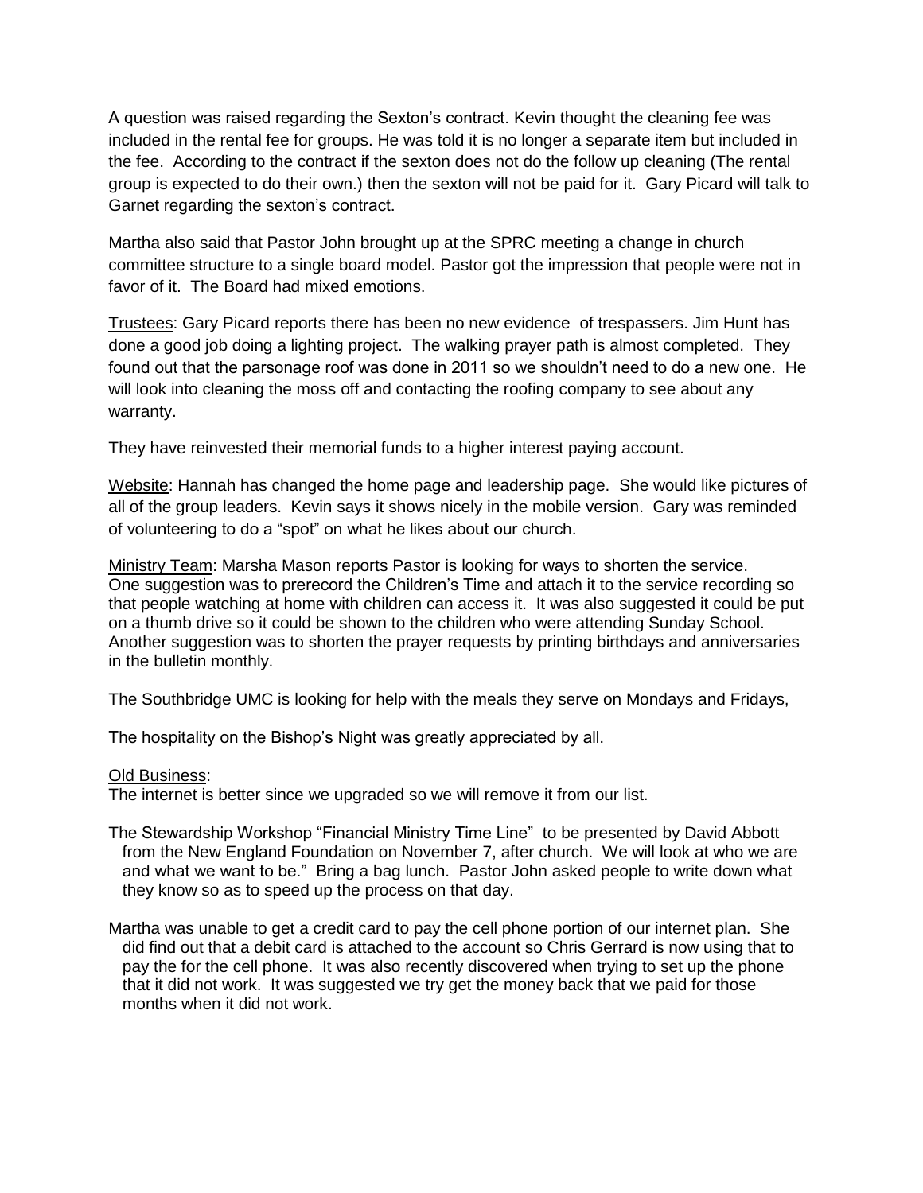A question was raised regarding the Sexton's contract. Kevin thought the cleaning fee was included in the rental fee for groups. He was told it is no longer a separate item but included in the fee. According to the contract if the sexton does not do the follow up cleaning (The rental group is expected to do their own.) then the sexton will not be paid for it. Gary Picard will talk to Garnet regarding the sexton's contract.

Martha also said that Pastor John brought up at the SPRC meeting a change in church committee structure to a single board model. Pastor got the impression that people were not in favor of it. The Board had mixed emotions.

<u>Trustees</u>: Gary Picard reports there has been no new evidence of trespassers. Jim Hunt has done a good job doing a lighting project. The walking prayer path is almost completed. They found out that the parsonage roof was done in 2011 so we shouldn't need to do a new one. He will look into cleaning the moss off and contacting the roofing company to see about any warranty.

They have reinvested their memorial funds to a higher interest paying account.

<u>Website</u>: Hannah has changed the home page and leadership page. She would like pictures of all of the group leaders. Kevin says it shows nicely in the mobile version. Gary was reminded of volunteering to do a "spot" on what he likes about our church.

<u>Ministry Team</u>: Marsha Mason reports Pastor is looking for ways to shorten the service. One suggestion was to prerecord the Children's Time and attach it to the service recording so that people watching at home with children can access it. It was also suggested it could be put on a thumb drive so it could be shown to the children who were attending Sunday School. Another suggestion was to shorten the prayer requests by printing birthdays and anniversaries in the bulletin monthly.

The Southbridge UMC is looking for help with the meals they serve on Mondays and Fridays,

The hospitality on the Bishop's Night was greatly appreciated by all.

<u>Old Business</u>:

The internet is better since we upgraded so we will remove it from our list.

The Stewardship Workshop "Financial Ministry Time Line" to be presented by David Abbott from the New England Foundation on November 7, after church. We will look at who we are and what we want to be." Bring a bag lunch. Pastor John asked people to write down what they know so as to speed up the process on that day.

Martha was unable to get a credit card to pay the cell phone portion of our internet plan. She did find out that a debit card is attached to the account so Chris Gerrard is now using that to pay the for the cell phone. It was also recently discovered when trying to set up the phone that it did not work. It was suggested we try get the money back that we paid for those months when it did not work.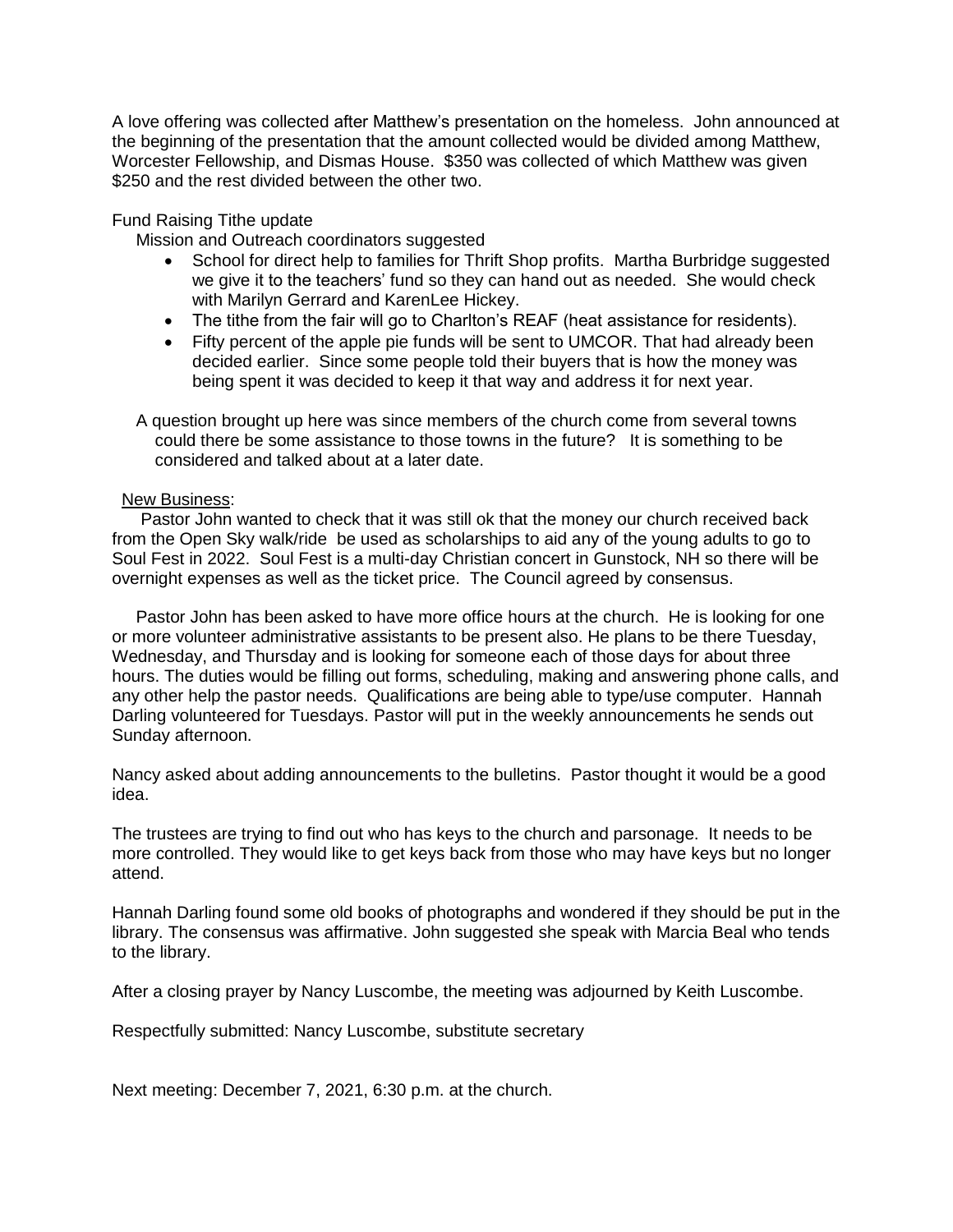A love offering was collected after Matthew's presentation on the homeless. John announced at the beginning of the presentation that the amount collected would be divided among Matthew, Worcester Fellowship, and Dismas House. $350 was collected of which Matthew was given $250 and the rest divided between the other two.

Fund Raising Tithe update

Mission and Outreach coordinators suggested

- School for direct help to families for Thrift Shop profits. Martha Burbridge suggested we give it to the teachers' fund so they can hand out as needed. She would check with Marilyn Gerrard and KarenLee Hickey.
- The tithe from the fair will go to Charlton's REAF (heat assistance for residents).
- Fifty percent of the apple pie funds will be sent to UMCOR. That had already been decided earlier. Since some people told their buyers that is how the money was being spent it was decided to keep it that way and address it for next year.

A question brought up here was since members of the church come from several towns could there be some assistance to those towns in the future? It is something to be considered and talked about at a later date.

New Business:

Pastor John wanted to check that it was still ok that the money our church received back from the Open Sky walk/ride be used as scholarships to aid any of the young adults to go to Soul Fest in 2022. Soul Fest is a multi-day Christian concert in Gunstock, NH so there will be overnight expenses as well as the ticket price. The Council agreed by consensus.

Pastor John has been asked to have more office hours at the church. He is looking for one or more volunteer administrative assistants to be present also. He plans to be there Tuesday, Wednesday, and Thursday and is looking for someone each of those days for about three hours. The duties would be filling out forms, scheduling, making and answering phone calls, and any other help the pastor needs. Qualifications are being able to type/use computer. Hannah Darling volunteered for Tuesdays. Pastor will put in the weekly announcements he sends out Sunday afternoon.

Nancy asked about adding announcements to the bulletins. Pastor thought it would be a good idea.

The trustees are trying to find out who has keys to the church and parsonage. It needs to be more controlled. They would like to get keys back from those who may have keys but no longer attend.

Hannah Darling found some old books of photographs and wondered if they should be put in the library. The consensus was affirmative. John suggested she speak with Marcia Beal who tends to the library.

After a closing prayer by Nancy Luscombe, the meeting was adjourned by Keith Luscombe.

Respectfully submitted: Nancy Luscombe, substitute secretary

Next meeting: December 7, 2021, 6:30 p.m. at the church.